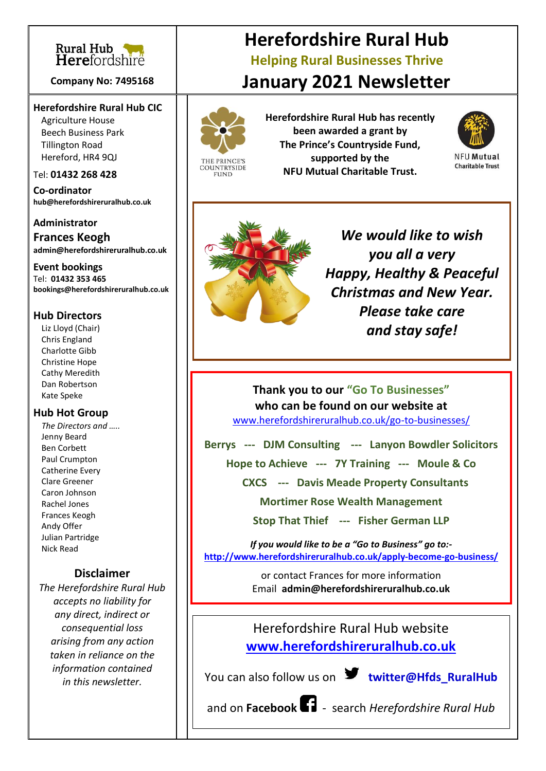Rural Hub Herefordshire

**Company No: 7495168**

# Herefordshire Rural Hub

## Helping Rural Businesses Thrive

## January 2021 Newsletter

**Herefordshire Rural Hub CIC**
Agriculture House
Beech Business Park
Tillington Road
Hereford, HR4 9QJ

Tel: **01432 268 428**

**Co-ordinator**
**hub@herefordshireruralhub.co.uk**

**Administrator**
**Frances Keogh**
**admin@herefordshireruralhub.co.uk**

**Event bookings**
Tel: **01432 353 465**
**bookings@herefordshireruralhub.co.uk**

**Hub Directors**
Liz Lloyd (Chair)
Chris England
Charlotte Gibb
Christine Hope
Cathy Meredith
Dan Robertson
Kate Speke

**Hub Hot Group**
*The Directors and …..*
Jenny Beard
Ben Corbett
Paul Crumpton
Catherine Every
Clare Greener
Caron Johnson
Rachel Jones
Frances Keogh
Andy Offer
Julian Partridge
Nick Read

**Disclaimer**

*The Herefordshire Rural Hub accepts no liability for any direct, indirect or consequential loss arising from any action taken in reliance on the information contained in this newsletter.*

THE PRINCE'S COUNTRYSIDE FUND

**Herefordshire Rural Hub has recently been awarded a grant by The Prince's Countryside Fund, supported by the NFU Mutual Charitable Trust.**

NFU Mutual Charitable Trust

***We would like to wish you all a very Happy, Healthy & Peaceful Christmas and New Year. Please take care and stay safe!***

**Thank you to our "Go To Businesses" who can be found on our website at**
www.herefordshireruralhub.co.uk/go-to-businesses/

**Berrys --- DJM Consulting --- Lanyon Bowdler Solicitors**

**Hope to Achieve --- 7Y Training --- Moule & Co**

**CXCS --- Davis Meade Property Consultants**

**Mortimer Rose Wealth Management**

**Stop That Thief --- Fisher German LLP**

***If you would like to be a "Go to Business" go to:-***
**http://www.herefordshireruralhub.co.uk/apply-become-go-business/**

or contact Frances for more information
Email **admin@herefordshireruralhub.co.uk**

Herefordshire Rural Hub website
**www.herefordshireruralhub.co.uk**

You can also follow us on **twitter@Hfds_RuralHub**

and on **Facebook** - search *Herefordshire Rural Hub*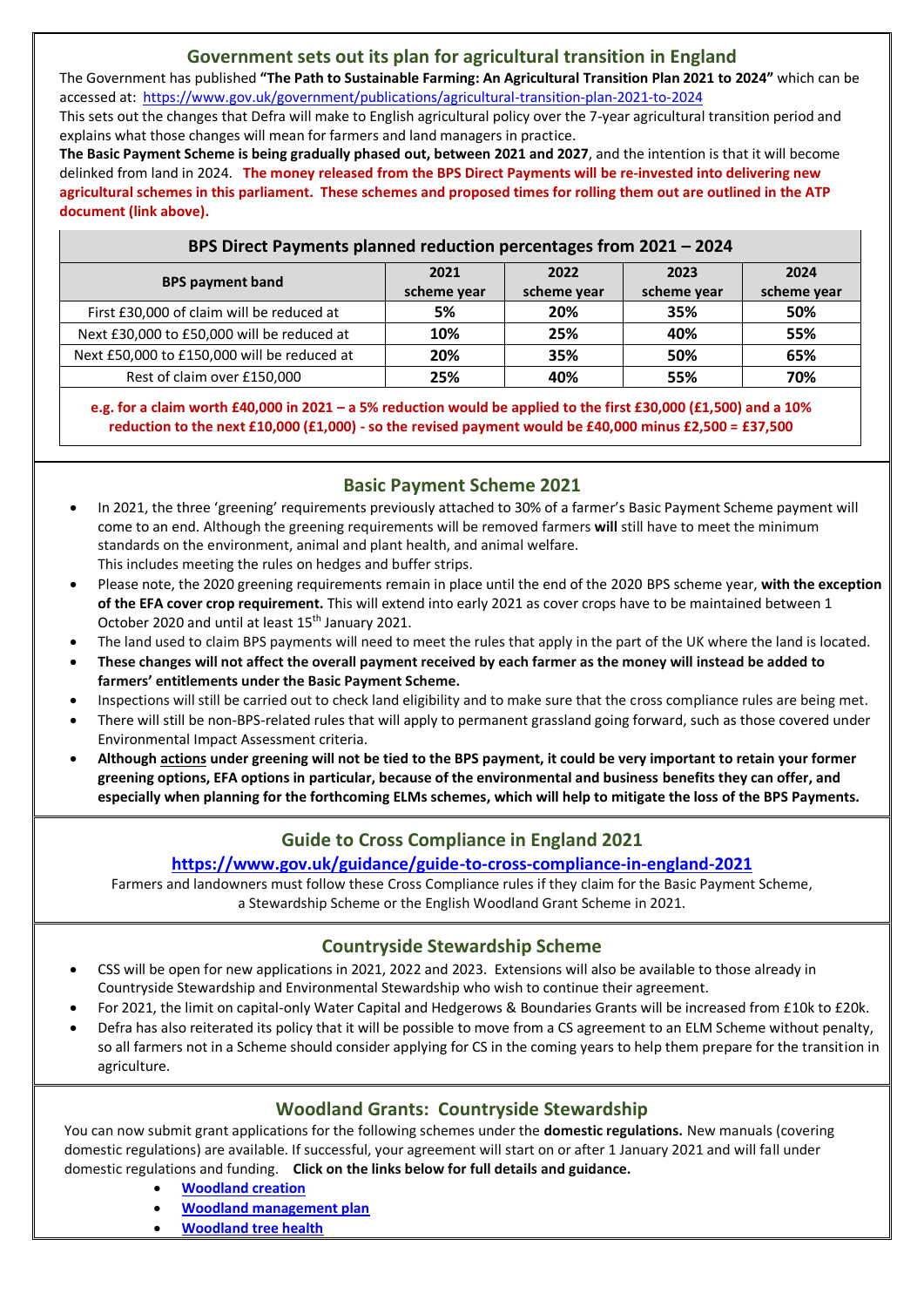## Government sets out its plan for agricultural transition in England

The Government has published **"The Path to Sustainable Farming: An Agricultural Transition Plan 2021 to 2024"** which can be accessed at: https://www.gov.uk/government/publications/agricultural-transition-plan-2021-to-2024

This sets out the changes that Defra will make to English agricultural policy over the 7-year agricultural transition period and explains what those changes will mean for farmers and land managers in practice.

**The Basic Payment Scheme is being gradually phased out, between 2021 and 2027**, and the intention is that it will become delinked from land in 2024. **The money released from the BPS Direct Payments will be re-invested into delivering new agricultural schemes in this parliament. These schemes and proposed times for rolling them out are outlined in the ATP document (link above).**

**BPS Direct Payments planned reduction percentages from 2021 – 2024**

| BPS payment band | 2021 scheme year | 2022 scheme year | 2023 scheme year | 2024 scheme year |
|---|---|---|---|---|
| First £30,000 of claim will be reduced at | **5%** | **20%** | **35%** | **50%** |
| Next £30,000 to £50,000 will be reduced at | **10%** | **25%** | **40%** | **55%** |
| Next £50,000 to £150,000 will be reduced at | **20%** | **35%** | **50%** | **65%** |
| Rest of claim over £150,000 | **25%** | **40%** | **55%** | **70%** |

**e.g. for a claim worth £40,000 in 2021 – a 5% reduction would be applied to the first £30,000 (£1,500) and a 10% reduction to the next £10,000 (£1,000) - so the revised payment would be £40,000 minus £2,500 = £37,500**

## Basic Payment Scheme 2021

- In 2021, the three 'greening' requirements previously attached to 30% of a farmer's Basic Payment Scheme payment will come to an end. Although the greening requirements will be removed farmers **will** still have to meet the minimum standards on the environment, animal and plant health, and animal welfare.
  This includes meeting the rules on hedges and buffer strips.
- Please note, the 2020 greening requirements remain in place until the end of the 2020 BPS scheme year, **with the exception of the EFA cover crop requirement.** This will extend into early 2021 as cover crops have to be maintained between 1 October 2020 and until at least 15th January 2021.
- The land used to claim BPS payments will need to meet the rules that apply in the part of the UK where the land is located.
- **These changes will not affect the overall payment received by each farmer as the money will instead be added to farmers' entitlements under the Basic Payment Scheme.**
- Inspections will still be carried out to check land eligibility and to make sure that the cross compliance rules are being met.
- There will still be non-BPS-related rules that will apply to permanent grassland going forward, such as those covered under Environmental Impact Assessment criteria.
- **Although actions under greening will not be tied to the BPS payment, it could be very important to retain your former greening options, EFA options in particular, because of the environmental and business benefits they can offer, and especially when planning for the forthcoming ELMs schemes, which will help to mitigate the loss of the BPS Payments.**

## Guide to Cross Compliance in England 2021

**https://www.gov.uk/guidance/guide-to-cross-compliance-in-england-2021**

Farmers and landowners must follow these Cross Compliance rules if they claim for the Basic Payment Scheme, a Stewardship Scheme or the English Woodland Grant Scheme in 2021.

## Countryside Stewardship Scheme

- CSS will be open for new applications in 2021, 2022 and 2023. Extensions will also be available to those already in Countryside Stewardship and Environmental Stewardship who wish to continue their agreement.
- For 2021, the limit on capital-only Water Capital and Hedgerows & Boundaries Grants will be increased from £10k to £20k.
- Defra has also reiterated its policy that it will be possible to move from a CS agreement to an ELM Scheme without penalty, so all farmers not in a Scheme should consider applying for CS in the coming years to help them prepare for the transition in agriculture.

## Woodland Grants: Countryside Stewardship

You can now submit grant applications for the following schemes under the **domestic regulations.** New manuals (covering domestic regulations) are available. If successful, your agreement will start on or after 1 January 2021 and will fall under domestic regulations and funding. **Click on the links below for full details and guidance.**

- **Woodland creation**
- **Woodland management plan**
- **Woodland tree health**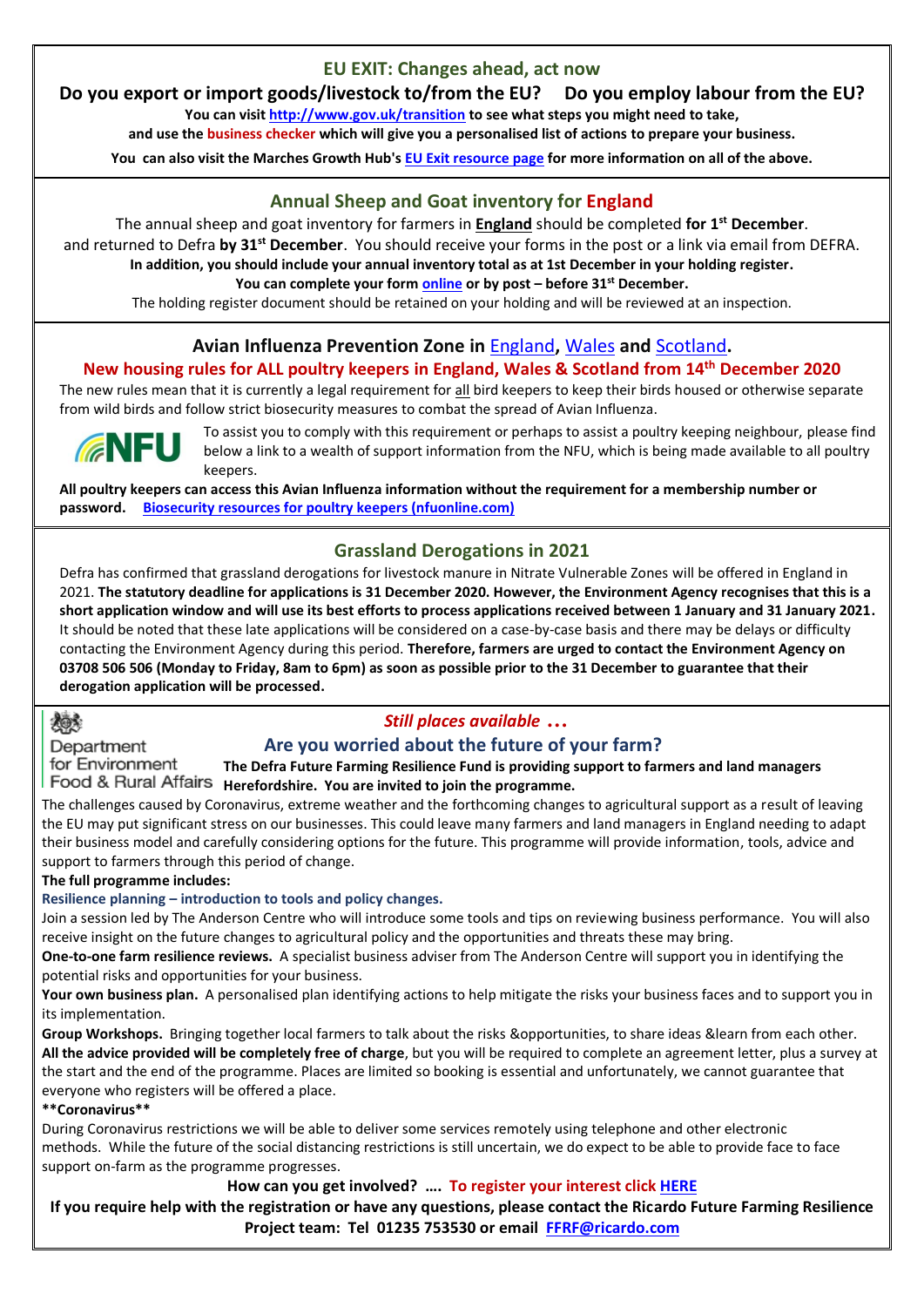## EU EXIT: Changes ahead, act now

**Do you export or import goods/livestock to/from the EU? Do you employ labour from the EU?**

**You can visit [http://www.gov.uk/transition](http://www.gov.uk/transition) to see what steps you might need to take, and use the business checker which will give you a personalised list of actions to prepare your business.**

**You can also visit the Marches Growth Hub's [EU Exit resource page](#) for more information on all of the above.**

## Annual Sheep and Goat inventory for England

The annual sheep and goat inventory for farmers in **England** should be completed **for 1st December**. and returned to Defra **by 31st December**. You should receive your forms in the post or a link via email from DEFRA.

**In addition, you should include your annual inventory total as at 1st December in your holding register.**

**You can complete your form [online](#) or by post – before 31st December.**

The holding register document should be retained on your holding and will be reviewed at an inspection.

## Avian Influenza Prevention Zone in England, Wales and Scotland.

**New housing rules for ALL poultry keepers in England, Wales & Scotland from 14th December 2020**

The new rules mean that it is currently a legal requirement for all bird keepers to keep their birds housed or otherwise separate from wild birds and follow strict biosecurity measures to combat the spread of Avian Influenza.

NFU

To assist you to comply with this requirement or perhaps to assist a poultry keeping neighbour, please find below a link to a wealth of support information from the NFU, which is being made available to all poultry keepers.

**All poultry keepers can access this Avian Influenza information without the requirement for a membership number or password. [Biosecurity resources for poultry keepers (nfuonline.com)](#)**

## Grassland Derogations in 2021

Defra has confirmed that grassland derogations for livestock manure in Nitrate Vulnerable Zones will be offered in England in 2021. **The statutory deadline for applications is 31 December 2020. However, the Environment Agency recognises that this is a short application window and will use its best efforts to process applications received between 1 January and 31 January 2021.** It should be noted that these late applications will be considered on a case-by-case basis and there may be delays or difficulty contacting the Environment Agency during this period. **Therefore, farmers are urged to contact the Environment Agency on 03708 506 506 (Monday to Friday, 8am to 6pm) as soon as possible prior to the 31 December to guarantee that their derogation application will be processed.**

Department for Environment Food & Rural Affairs

***Still places available …***

## Are you worried about the future of your farm?

**The Defra Future Farming Resilience Fund is providing support to farmers and land managers Herefordshire. You are invited to join the programme.**

The challenges caused by Coronavirus, extreme weather and the forthcoming changes to agricultural support as a result of leaving the EU may put significant stress on our businesses. This could leave many farmers and land managers in England needing to adapt their business model and carefully considering options for the future. This programme will provide information, tools, advice and support to farmers through this period of change.

**The full programme includes:**

**Resilience planning – introduction to tools and policy changes.**

Join a session led by The Anderson Centre who will introduce some tools and tips on reviewing business performance. You will also receive insight on the future changes to agricultural policy and the opportunities and threats these may bring.

**One-to-one farm resilience reviews.** A specialist business adviser from The Anderson Centre will support you in identifying the potential risks and opportunities for your business.

**Your own business plan.** A personalised plan identifying actions to help mitigate the risks your business faces and to support you in its implementation.

**Group Workshops.** Bringing together local farmers to talk about the risks &opportunities, to share ideas &learn from each other.

**All the advice provided will be completely free of charge**, but you will be required to complete an agreement letter, plus a survey at the start and the end of the programme. Places are limited so booking is essential and unfortunately, we cannot guarantee that everyone who registers will be offered a place.

****Coronavirus****

During Coronavirus restrictions we will be able to deliver some services remotely using telephone and other electronic methods. While the future of the social distancing restrictions is still uncertain, we do expect to be able to provide face to face support on-farm as the programme progresses.

**How can you get involved? …. To register your interest click [HERE](#)**

**If you require help with the registration or have any questions, please contact the Ricardo Future Farming Resilience Project team: Tel 01235 753530 or email [FFRF@ricardo.com](mailto:FFRF@ricardo.com)**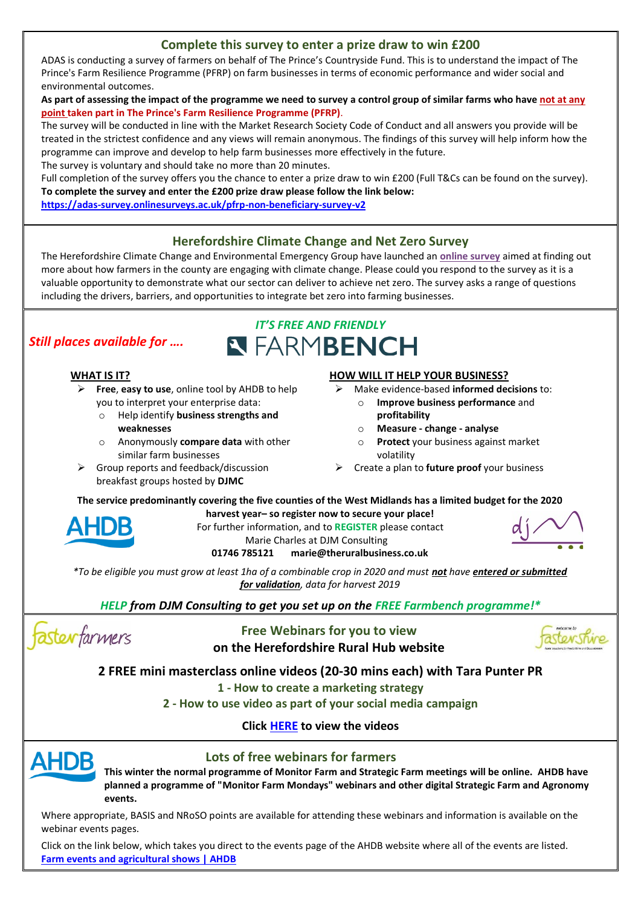## Complete this survey to enter a prize draw to win £200

ADAS is conducting a survey of farmers on behalf of The Prince's Countryside Fund. This is to understand the impact of The Prince's Farm Resilience Programme (PFRP) on farm businesses in terms of economic performance and wider social and environmental outcomes.

**As part of assessing the impact of the programme we need to survey a control group of similar farms who have not at any point taken part in The Prince's Farm Resilience Programme (PFRP).**

The survey will be conducted in line with the Market Research Society Code of Conduct and all answers you provide will be treated in the strictest confidence and any views will remain anonymous. The findings of this survey will help inform how the programme can improve and develop to help farm businesses more effectively in the future.

The survey is voluntary and should take no more than 20 minutes.

Full completion of the survey offers you the chance to enter a prize draw to win £200 (Full T&Cs can be found on the survey).

**To complete the survey and enter the £200 prize draw please follow the link below:**

**https://adas-survey.onlinesurveys.ac.uk/pfrp-non-beneficiary-survey-v2**

## Herefordshire Climate Change and Net Zero Survey

The Herefordshire Climate Change and Environmental Emergency Group have launched an **online survey** aimed at finding out more about how farmers in the county are engaging with climate change. Please could you respond to the survey as it is a valuable opportunity to demonstrate what our sector can deliver to achieve net zero. The survey asks a range of questions including the drivers, barriers, and opportunities to integrate bet zero into farming businesses.

## *Still places available for ….* *IT'S FREE AND FRIENDLY* FARMBENCH

**WHAT IS IT?**

- **Free**, **easy to use**, online tool by AHDB to help you to interpret your enterprise data:
  - Help identify **business strengths and weaknesses**
  - Anonymously **compare data** with other similar farm businesses
- Group reports and feedback/discussion breakfast groups hosted by **DJMC**

**HOW WILL IT HELP YOUR BUSINESS?**

- Make evidence-based **informed decisions** to:
  - **Improve business performance** and **profitability**
  - **Measure - change - analyse**
  - **Protect** your business against market volatility
- Create a plan to **future proof** your business

**The service predominantly covering the five counties of the West Midlands has a limited budget for the 2020 harvest year– so register now to secure your place!**

For further information, and to **REGISTER** please contact
Marie Charles at DJM Consulting
**01746 785121 marie@theruralbusiness.co.uk**

*\*To be eligible you must grow at least 1ha of a combinable crop in 2020 and must **not** have **entered or submitted for validation**, data for harvest 2019*

***HELP from DJM Consulting to get you set up on the FREE Farmbench programme!\****

## Free Webinars for you to view on the Herefordshire Rural Hub website

### 2 FREE mini masterclass online videos (20-30 mins each) with Tara Punter PR

**1 - How to create a marketing strategy**

**2 - How to use video as part of your social media campaign**

**Click HERE to view the videos**

## Lots of free webinars for farmers

**This winter the normal programme of Monitor Farm and Strategic Farm meetings will be online. AHDB have planned a programme of "Monitor Farm Mondays" webinars and other digital Strategic Farm and Agronomy events.**

Where appropriate, BASIS and NRoSO points are available for attending these webinars and information is available on the webinar events pages.

Click on the link below, which takes you direct to the events page of the AHDB website where all of the events are listed.

**Farm events and agricultural shows | AHDB**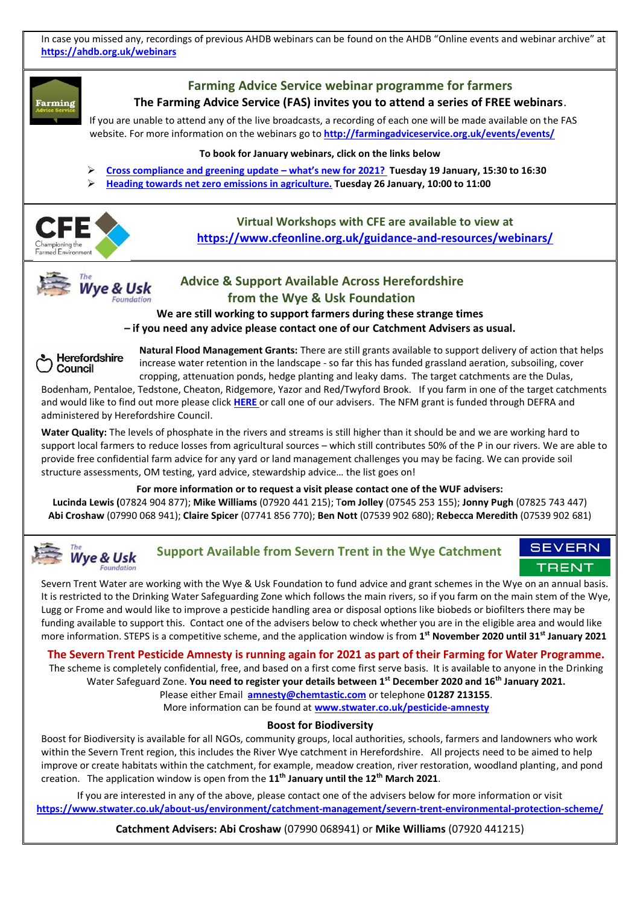In case you missed any, recordings of previous AHDB webinars can be found on the AHDB "Online events and webinar archive" at **https://ahdb.org.uk/webinars**

## Farming Advice Service webinar programme for farmers

**The Farming Advice Service (FAS) invites you to attend a series of FREE webinars**.

If you are unable to attend any of the live broadcasts, a recording of each one will be made available on the FAS website. For more information on the webinars go to **http://farmingadviceservice.org.uk/events/events/**

**To book for January webinars, click on the links below**

- **Cross compliance and greening update – what's new for 2021? Tuesday 19 January, 15:30 to 16:30**
- **Heading towards net zero emissions in agriculture. Tuesday 26 January, 10:00 to 11:00**

## Virtual Workshops with CFE are available to view at https://www.cfeonline.org.uk/guidance-and-resources/webinars/

## Advice & Support Available Across Herefordshire from the Wye & Usk Foundation

**We are still working to support farmers during these strange times – if you need any advice please contact one of our Catchment Advisers as usual.**

**Natural Flood Management Grants:** There are still grants available to support delivery of action that helps increase water retention in the landscape - so far this has funded grassland aeration, subsoiling, cover cropping, attenuation ponds, hedge planting and leaky dams. The target catchments are the Dulas, Bodenham, Pentaloe, Tedstone, Cheaton, Ridgemore, Yazor and Red/Twyford Brook. If you farm in one of the target catchments and would like to find out more please click **HERE** or call one of our advisers. The NFM grant is funded through DEFRA and administered by Herefordshire Council.

**Water Quality:** The levels of phosphate in the rivers and streams is still higher than it should be and we are working hard to support local farmers to reduce losses from agricultural sources – which still contributes 50% of the P in our rivers. We are able to provide free confidential farm advice for any yard or land management challenges you may be facing. We can provide soil structure assessments, OM testing, yard advice, stewardship advice… the list goes on!

**For more information or to request a visit please contact one of the WUF advisers:**
**Lucinda Lewis** (07824 904 877); **Mike Williams** (07920 441 215); **Tom Jolley** (07545 253 155); **Jonny Pugh** (07825 743 447) **Abi Croshaw** (07990 068 941); **Claire Spicer** (07741 856 770); **Ben Nott** (07539 902 680); **Rebecca Meredith** (07539 902 681)

## Support Available from Severn Trent in the Wye Catchment

Severn Trent Water are working with the Wye & Usk Foundation to fund advice and grant schemes in the Wye on an annual basis. It is restricted to the Drinking Water Safeguarding Zone which follows the main rivers, so if you farm on the main stem of the Wye, Lugg or Frome and would like to improve a pesticide handling area or disposal options like biobeds or biofilters there may be funding available to support this. Contact one of the advisers below to check whether you are in the eligible area and would like more information. STEPS is a competitive scheme, and the application window is from **1st November 2020 until 31st January 2021**

**The Severn Trent Pesticide Amnesty is running again for 2021 as part of their Farming for Water Programme.**

The scheme is completely confidential, free, and based on a first come first serve basis. It is available to anyone in the Drinking Water Safeguard Zone. **You need to register your details between 1st December 2020 and 16th January 2021.**
Please either Email **amnesty@chemtastic.com** or telephone **01287 213155**.
More information can be found at **www.stwater.co.uk/pesticide-amnesty**

### Boost for Biodiversity

Boost for Biodiversity is available for all NGOs, community groups, local authorities, schools, farmers and landowners who work within the Severn Trent region, this includes the River Wye catchment in Herefordshire. All projects need to be aimed to help improve or create habitats within the catchment, for example, meadow creation, river restoration, woodland planting, and pond creation. The application window is open from the **11th January until the 12th March 2021**.

If you are interested in any of the above, please contact one of the advisers below for more information or visit **https://www.stwater.co.uk/about-us/environment/catchment-management/severn-trent-environmental-protection-scheme/**

**Catchment Advisers: Abi Croshaw** (07990 068941) or **Mike Williams** (07920 441215)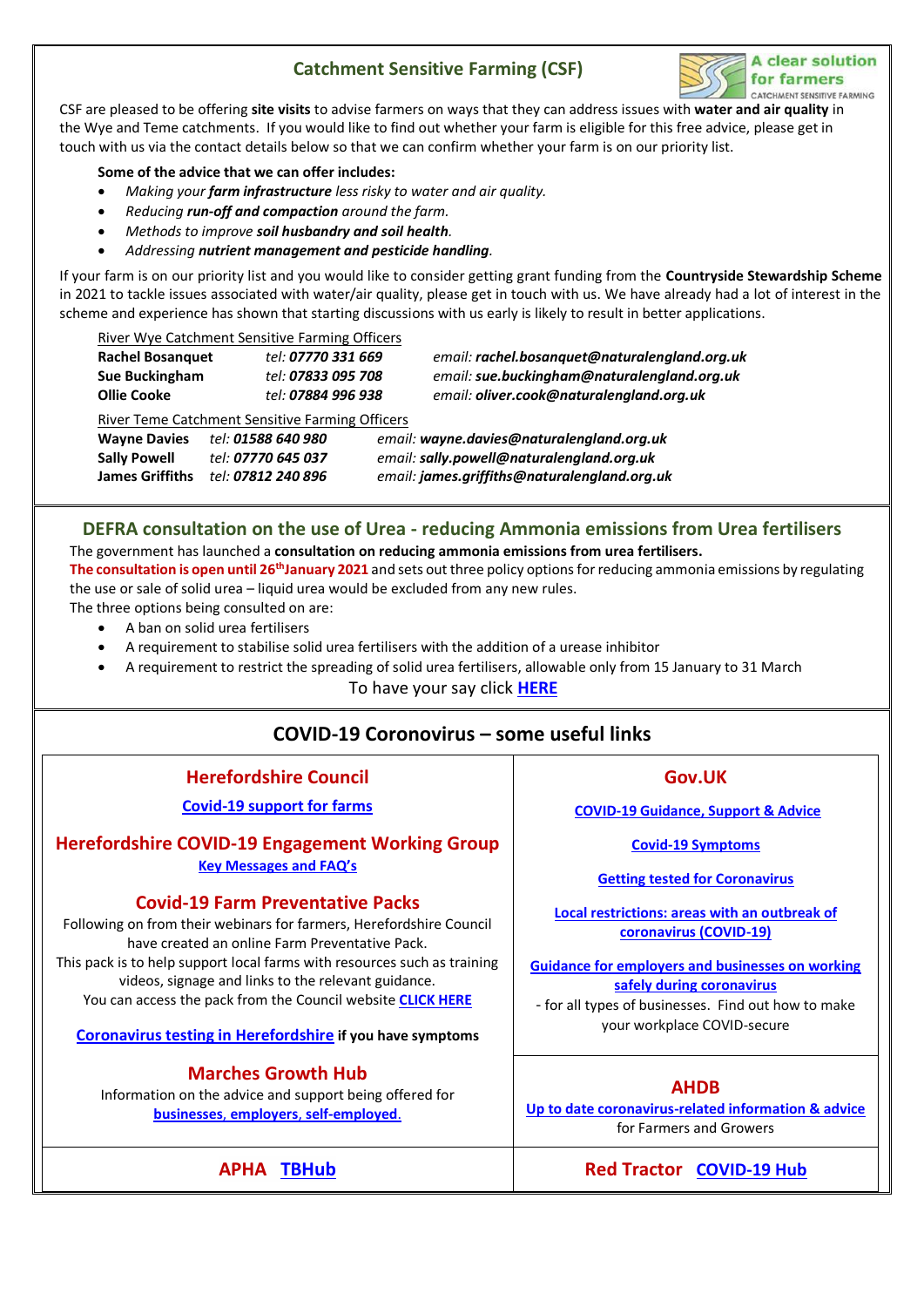## Catchment Sensitive Farming (CSF)

A clear solution for farmers
CATCHMENT SENSITIVE FARMING

CSF are pleased to be offering **site visits** to advise farmers on ways that they can address issues with **water and air quality** in the Wye and Teme catchments. If you would like to find out whether your farm is eligible for this free advice, please get in touch with us via the contact details below so that we can confirm whether your farm is on our priority list.

**Some of the advice that we can offer includes:**

- *Making your **farm infrastructure** less risky to water and air quality.*
- *Reducing **run-off and compaction** around the farm.*
- *Methods to improve **soil husbandry and soil health**.*
- *Addressing **nutrient management and pesticide handling**.*

If your farm is on our priority list and you would like to consider getting grant funding from the **Countryside Stewardship Scheme** in 2021 to tackle issues associated with water/air quality, please get in touch with us. We have already had a lot of interest in the scheme and experience has shown that starting discussions with us early is likely to result in better applications.

River Wye Catchment Sensitive Farming Officers

| | | |
|---|---|---|
| **Rachel Bosanquet** | *tel:* ***07770 331 669*** | *email:* ***rachel.bosanquet@naturalengland.org.uk*** |
| **Sue Buckingham** | *tel:* ***07833 095 708*** | *email:* ***sue.buckingham@naturalengland.org.uk*** |
| **Ollie Cooke** | *tel:* ***07884 996 938*** | *email:* ***oliver.cook@naturalengland.org.uk*** |

River Teme Catchment Sensitive Farming Officers

| | | |
|---|---|---|
| **Wayne Davies** | *tel:* ***01588 640 980*** | *email:* ***wayne.davies@naturalengland.org.uk*** |
| **Sally Powell** | *tel:* ***07770 645 037*** | *email:* ***sally.powell@naturalengland.org.uk*** |
| **James Griffiths** | *tel:* ***07812 240 896*** | *email:* ***james.griffiths@naturalengland.org.uk*** |

## DEFRA consultation on the use of Urea - reducing Ammonia emissions from Urea fertilisers

The government has launched a **consultation on reducing ammonia emissions from urea fertilisers.**
**The consultation is open until 26th January 2021** and sets out three policy options for reducing ammonia emissions by regulating the use or sale of solid urea – liquid urea would be excluded from any new rules.
The three options being consulted on are:

- A ban on solid urea fertilisers
- A requirement to stabilise solid urea fertilisers with the addition of a urease inhibitor
- A requirement to restrict the spreading of solid urea fertilisers, allowable only from 15 January to 31 March

To have your say click **HERE**

## COVID-19 Coronovirus – some useful links

### Herefordshire Council

**Covid-19 support for farms**

### Herefordshire COVID-19 Engagement Working Group

**Key Messages and FAQ's**

### Covid-19 Farm Preventative Packs

Following on from their webinars for farmers, Herefordshire Council have created an online Farm Preventative Pack.
This pack is to help support local farms with resources such as training videos, signage and links to the relevant guidance.
You can access the pack from the Council website **CLICK HERE**

**Coronavirus testing in Herefordshire** **if you have symptoms**

### Marches Growth Hub

Information on the advice and support being offered for **businesses, employers, self-employed.**

### Gov.UK

**COVID-19 Guidance, Support & Advice**

**Covid-19 Symptoms**

**Getting tested for Coronavirus**

**Local restrictions: areas with an outbreak of coronavirus (COVID-19)**

**Guidance for employers and businesses on working safely during coronavirus**
- for all types of businesses. Find out how to make your workplace COVID-secure

### AHDB

**Up to date coronavirus-related information & advice** for Farmers and Growers

### APHA **TBHub**

### Red Tractor **COVID-19 Hub**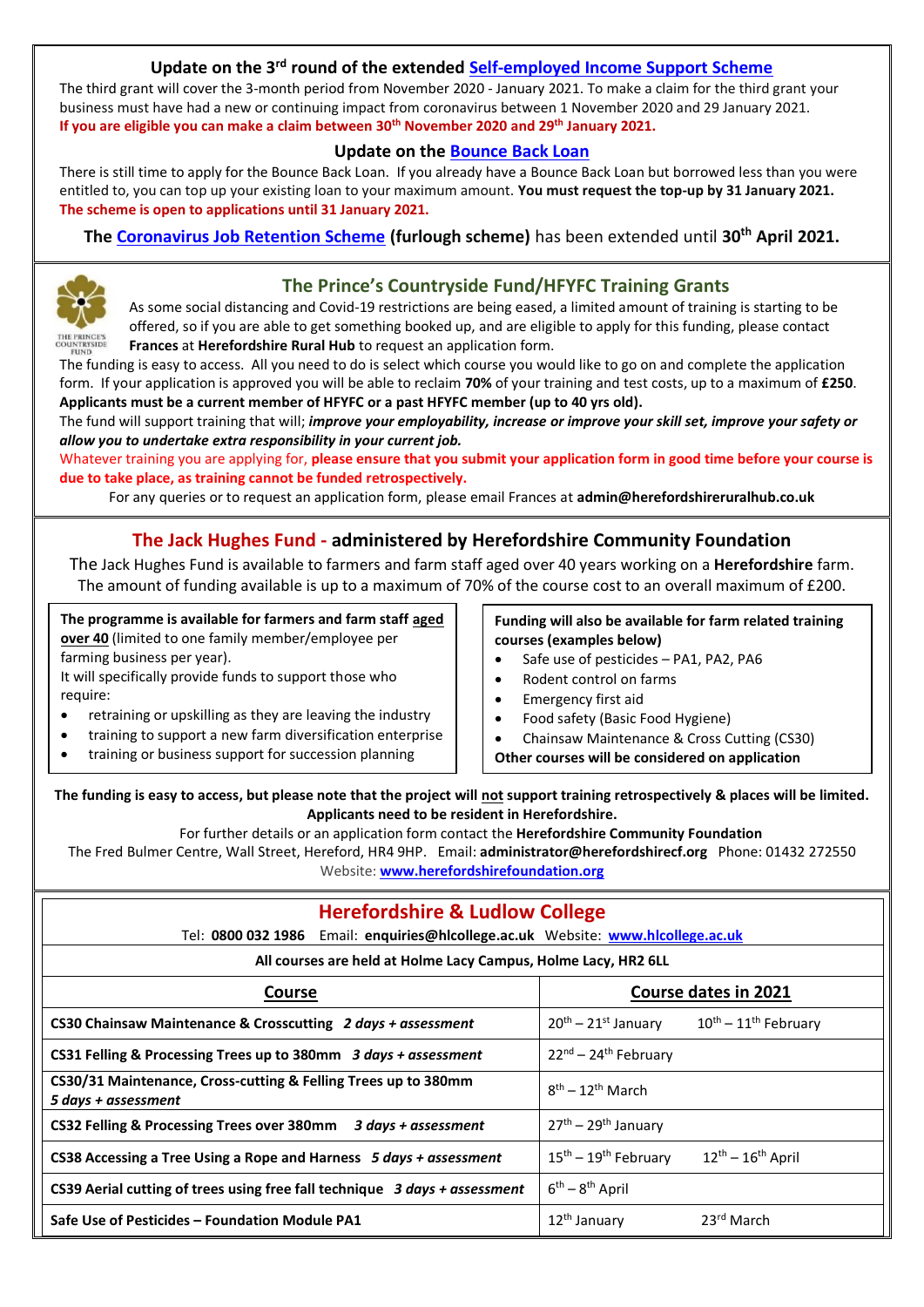## Update on the 3rd round of the extended Self-employed Income Support Scheme

The third grant will cover the 3-month period from November 2020 - January 2021. To make a claim for the third grant your business must have had a new or continuing impact from coronavirus between 1 November 2020 and 29 January 2021.
**If you are eligible you can make a claim between 30th November 2020 and 29th January 2021.**

## Update on the Bounce Back Loan

There is still time to apply for the Bounce Back Loan. If you already have a Bounce Back Loan but borrowed less than you were entitled to, you can top up your existing loan to your maximum amount. **You must request the top-up by 31 January 2021.**
**The scheme is open to applications until 31 January 2021.**

**The Coronavirus Job Retention Scheme (furlough scheme)** has been extended until **30th April 2021.**

## The Prince's Countryside Fund/HFYFC Training Grants

THE PRINCE'S COUNTRYSIDE FUND

As some social distancing and Covid-19 restrictions are being eased, a limited amount of training is starting to be offered, so if you are able to get something booked up, and are eligible to apply for this funding, please contact **Frances** at **Herefordshire Rural Hub** to request an application form.

The funding is easy to access. All you need to do is select which course you would like to go on and complete the application form. If your application is approved you will be able to reclaim **70%** of your training and test costs, up to a maximum of **£250**.
**Applicants must be a current member of HFYFC or a past HFYFC member (up to 40 yrs old).**

The fund will support training that will; ***improve your employability, increase or improve your skill set, improve your safety or allow you to undertake extra responsibility in your current job.***

Whatever training you are applying for, **please ensure that you submit your application form in good time before your course is due to take place, as training cannot be funded retrospectively.**

For any queries or to request an application form, please email Frances at **admin@herefordshireruralhub.co.uk**

## The Jack Hughes Fund - administered by Herefordshire Community Foundation

The Jack Hughes Fund is available to farmers and farm staff aged over 40 years working on a **Herefordshire** farm. The amount of funding available is up to a maximum of 70% of the course cost to an overall maximum of £200.

**The programme is available for farmers and farm staff aged over 40** (limited to one family member/employee per farming business per year).
It will specifically provide funds to support those who require:

- retraining or upskilling as they are leaving the industry
- training to support a new farm diversification enterprise
- training or business support for succession planning

**Funding will also be available for farm related training courses (examples below)**

- Safe use of pesticides – PA1, PA2, PA6
- Rodent control on farms
- Emergency first aid
- Food safety (Basic Food Hygiene)
- Chainsaw Maintenance & Cross Cutting (CS30)

**Other courses will be considered on application**

**The funding is easy to access, but please note that the project will not support training retrospectively & places will be limited. Applicants need to be resident in Herefordshire.**

For further details or an application form contact the **Herefordshire Community Foundation**
The Fred Bulmer Centre, Wall Street, Hereford, HR4 9HP. Email: **administrator@herefordshirecf.org** Phone: 01432 272550
Website: **www.herefordshirefoundation.org**

## Herefordshire & Ludlow College

Tel: **0800 032 1986** Email: **enquiries@hlcollege.ac.uk** Website: **www.hlcollege.ac.uk**

**All courses are held at Holme Lacy Campus, Holme Lacy, HR2 6LL**

| Course | Course dates in 2021 |
|---|---|
| **CS30 Chainsaw Maintenance & Crosscutting** ***2 days + assessment*** | 20th – 21st January 10th – 11th February |
| **CS31 Felling & Processing Trees up to 380mm** ***3 days + assessment*** | 22nd – 24th February |
| **CS30/31 Maintenance, Cross-cutting & Felling Trees up to 380mm** ***5 days + assessment*** | 8th – 12th March |
| **CS32 Felling & Processing Trees over 380mm** ***3 days + assessment*** | 27th – 29th January |
| **CS38 Accessing a Tree Using a Rope and Harness** ***5 days + assessment*** | 15th – 19th February 12th – 16th April |
| **CS39 Aerial cutting of trees using free fall technique** ***3 days + assessment*** | 6th – 8th April |
| **Safe Use of Pesticides – Foundation Module PA1** | 12th January 23rd March |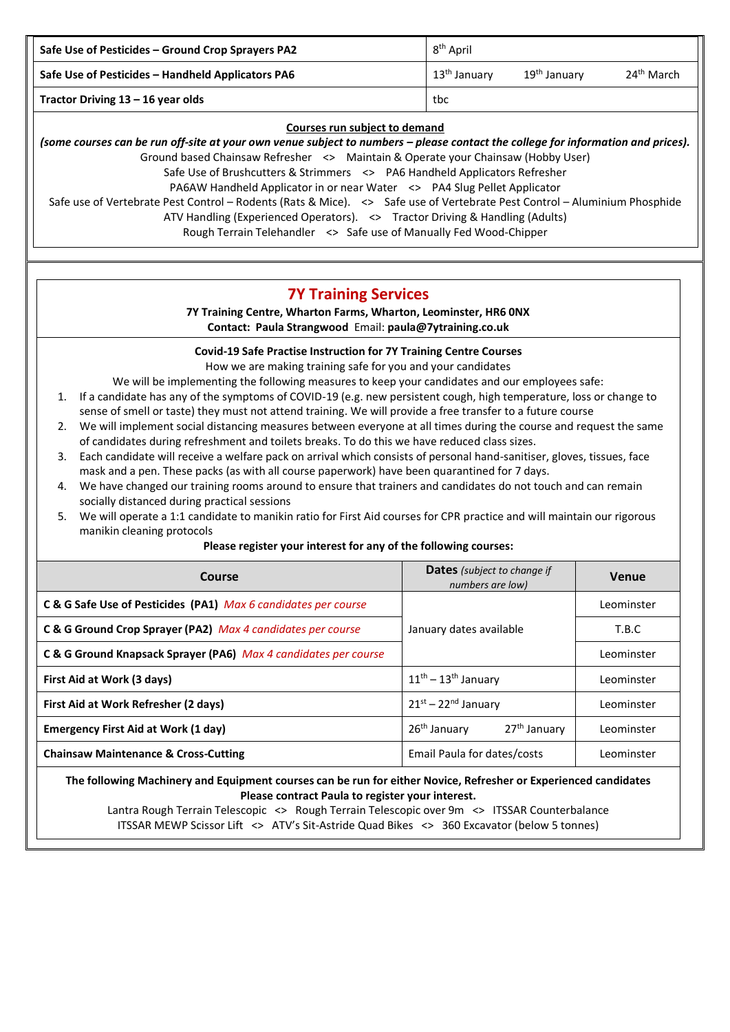| | |
|---|---|
| **Safe Use of Pesticides – Ground Crop Sprayers PA2** | 8th April |
| **Safe Use of Pesticides – Handheld Applicators PA6** | 13th January 19th January 24th March |
| **Tractor Driving 13 – 16 year olds** | tbc |

**Courses run subject to demand**

***(some courses can be run off-site at your own venue subject to numbers – please contact the college for information and prices).***

Ground based Chainsaw Refresher <> Maintain & Operate your Chainsaw (Hobby User)
Safe Use of Brushcutters & Strimmers <> PA6 Handheld Applicators Refresher
PA6AW Handheld Applicator in or near Water <> PA4 Slug Pellet Applicator
Safe use of Vertebrate Pest Control – Rodents (Rats & Mice). <> Safe use of Vertebrate Pest Control – Aluminium Phosphide
ATV Handling (Experienced Operators). <> Tractor Driving & Handling (Adults)
Rough Terrain Telehandler <> Safe use of Manually Fed Wood-Chipper

## 7Y Training Services

**7Y Training Centre, Wharton Farms, Wharton, Leominster, HR6 0NX**
**Contact: Paula Strangwood** Email: **paula@7ytraining.co.uk**

**Covid-19 Safe Practise Instruction for 7Y Training Centre Courses**

How we are making training safe for you and your candidates

We will be implementing the following measures to keep your candidates and our employees safe:

1. If a candidate has any of the symptoms of COVID-19 (e.g. new persistent cough, high temperature, loss or change to sense of smell or taste) they must not attend training. We will provide a free transfer to a future course
2. We will implement social distancing measures between everyone at all times during the course and request the same of candidates during refreshment and toilets breaks. To do this we have reduced class sizes.
3. Each candidate will receive a welfare pack on arrival which consists of personal hand-sanitiser, gloves, tissues, face mask and a pen. These packs (as with all course paperwork) have been quarantined for 7 days.
4. We have changed our training rooms around to ensure that trainers and candidates do not touch and can remain socially distanced during practical sessions
5. We will operate a 1:1 candidate to manikin ratio for First Aid courses for CPR practice and will maintain our rigorous manikin cleaning protocols

**Please register your interest for any of the following courses:**

| Course | **Dates** *(subject to change if numbers are low)* | Venue |
|---|---|---|
| **C & G Safe Use of Pesticides (PA1)** *Max 6 candidates per course* | January dates available | Leominster |
| **C & G Ground Crop Sprayer (PA2)** *Max 4 candidates per course* | | T.B.C |
| **C & G Ground Knapsack Sprayer (PA6)** *Max 4 candidates per course* | | Leominster |
| **First Aid at Work (3 days)** | 11th – 13th January | Leominster |
| **First Aid at Work Refresher (2 days)** | 21st – 22nd January | Leominster |
| **Emergency First Aid at Work (1 day)** | 26th January 27th January | Leominster |
| **Chainsaw Maintenance & Cross-Cutting** | Email Paula for dates/costs | Leominster |

**The following Machinery and Equipment courses can be run for either Novice, Refresher or Experienced candidates**
**Please contract Paula to register your interest.**

Lantra Rough Terrain Telescopic <> Rough Terrain Telescopic over 9m <> ITSSAR Counterbalance
ITSSAR MEWP Scissor Lift <> ATV's Sit-Astride Quad Bikes <> 360 Excavator (below 5 tonnes)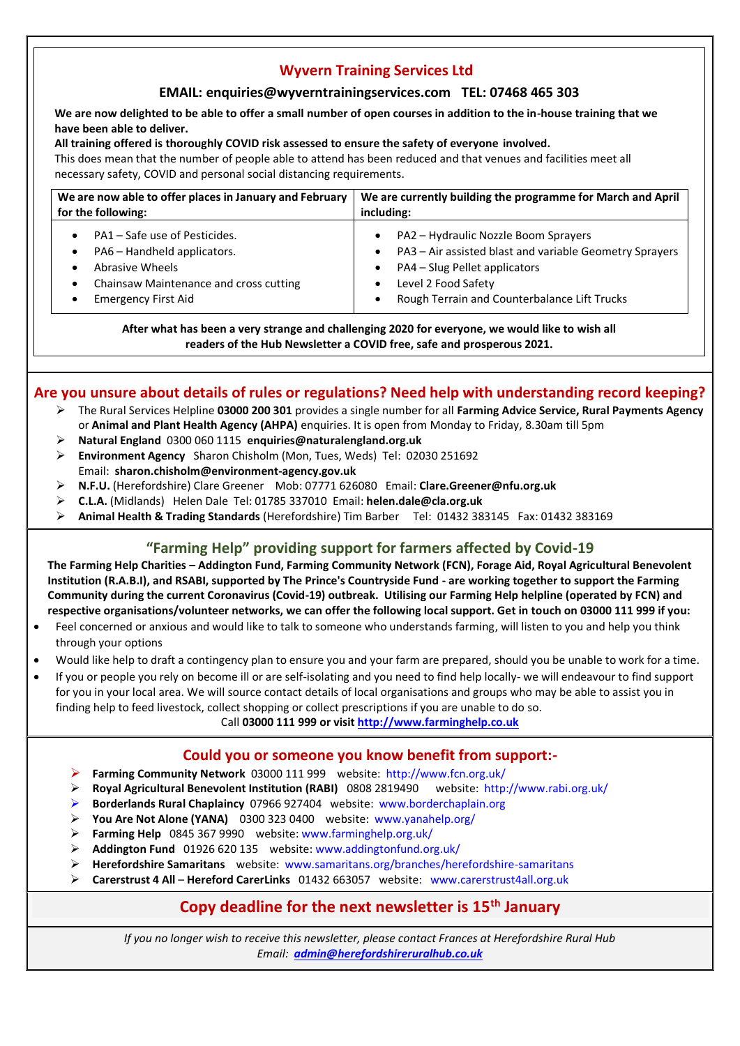## Wyvern Training Services Ltd

**EMAIL: enquiries@wyverntrainingservices.com TEL: 07468 465 303**

**We are now delighted to be able to offer a small number of open courses in addition to the in-house training that we have been able to deliver.**

**All training offered is thoroughly COVID risk assessed to ensure the safety of everyone involved.**

This does mean that the number of people able to attend has been reduced and that venues and facilities meet all necessary safety, COVID and personal social distancing requirements.

| **We are now able to offer places in January and February for the following:** | **We are currently building the programme for March and April including:** |
|---|---|
| • PA1 – Safe use of Pesticides.<br>• PA6 – Handheld applicators.<br>• Abrasive Wheels<br>• Chainsaw Maintenance and cross cutting<br>• Emergency First Aid | • PA2 – Hydraulic Nozzle Boom Sprayers<br>• PA3 – Air assisted blast and variable Geometry Sprayers<br>• PA4 – Slug Pellet applicators<br>• Level 2 Food Safety<br>• Rough Terrain and Counterbalance Lift Trucks |

**After what has been a very strange and challenging 2020 for everyone, we would like to wish all readers of the Hub Newsletter a COVID free, safe and prosperous 2021.**

## Are you unsure about details of rules or regulations? Need help with understanding record keeping?

- The Rural Services Helpline **03000 200 301** provides a single number for all **Farming Advice Service, Rural Payments Agency** or **Animal and Plant Health Agency (AHPA)** enquiries. It is open from Monday to Friday, 8.30am till 5pm
- **Natural England** 0300 060 1115 **enquiries@naturalengland.org.uk**
- **Environment Agency** Sharon Chisholm (Mon, Tues, Weds) Tel: 02030 251692
  Email: **sharon.chisholm@environment-agency.gov.uk**
- **N.F.U.** (Herefordshire) Clare Greener Mob: 07771 626080 Email: **Clare.Greener@nfu.org.uk**
- **C.L.A.** (Midlands) Helen Dale Tel: 01785 337010 Email: **helen.dale@cla.org.uk**
- **Animal Health & Trading Standards** (Herefordshire) Tim Barber Tel: 01432 383145 Fax: 01432 383169

## "Farming Help" providing support for farmers affected by Covid-19

**The Farming Help Charities – Addington Fund, Farming Community Network (FCN), Forage Aid, Royal Agricultural Benevolent Institution (R.A.B.I), and RSABI, supported by The Prince's Countryside Fund - are working together to support the Farming Community during the current Coronavirus (Covid-19) outbreak. Utilising our Farming Help helpline (operated by FCN) and respective organisations/volunteer networks, we can offer the following local support. Get in touch on 03000 111 999 if you:**

- Feel concerned or anxious and would like to talk to someone who understands farming, will listen to you and help you think through your options
- Would like help to draft a contingency plan to ensure you and your farm are prepared, should you be unable to work for a time.
- If you or people you rely on become ill or are self-isolating and you need to find help locally- we will endeavour to find support for you in your local area. We will source contact details of local organisations and groups who may be able to assist you in finding help to feed livestock, collect shopping or collect prescriptions if you are unable to do so.

Call **03000 111 999 or visit http://www.farminghelp.co.uk**

## Could you or someone you know benefit from support:-

- **Farming Community Network** 03000 111 999 website: http://www.fcn.org.uk/
- **Royal Agricultural Benevolent Institution (RABI)** 0808 2819490 website: http://www.rabi.org.uk/
- **Borderlands Rural Chaplaincy** 07966 927404 website: www.borderchaplain.org
- **You Are Not Alone (YANA)** 0300 323 0400 website: www.yanahelp.org/
- **Farming Help** 0845 367 9990 website: www.farminghelp.org.uk/
- **Addington Fund** 01926 620 135 website: www.addingtonfund.org.uk/
- **Herefordshire Samaritans** website: www.samaritans.org/branches/herefordshire-samaritans
- **Carerstrust 4 All** – **Hereford CarerLinks** 01432 663057 website: www.carerstrust4all.org.uk

## Copy deadline for the next newsletter is 15th January

*If you no longer wish to receive this newsletter, please contact Frances at Herefordshire Rural Hub*
*Email: **admin@herefordshireruralhub.co.uk***